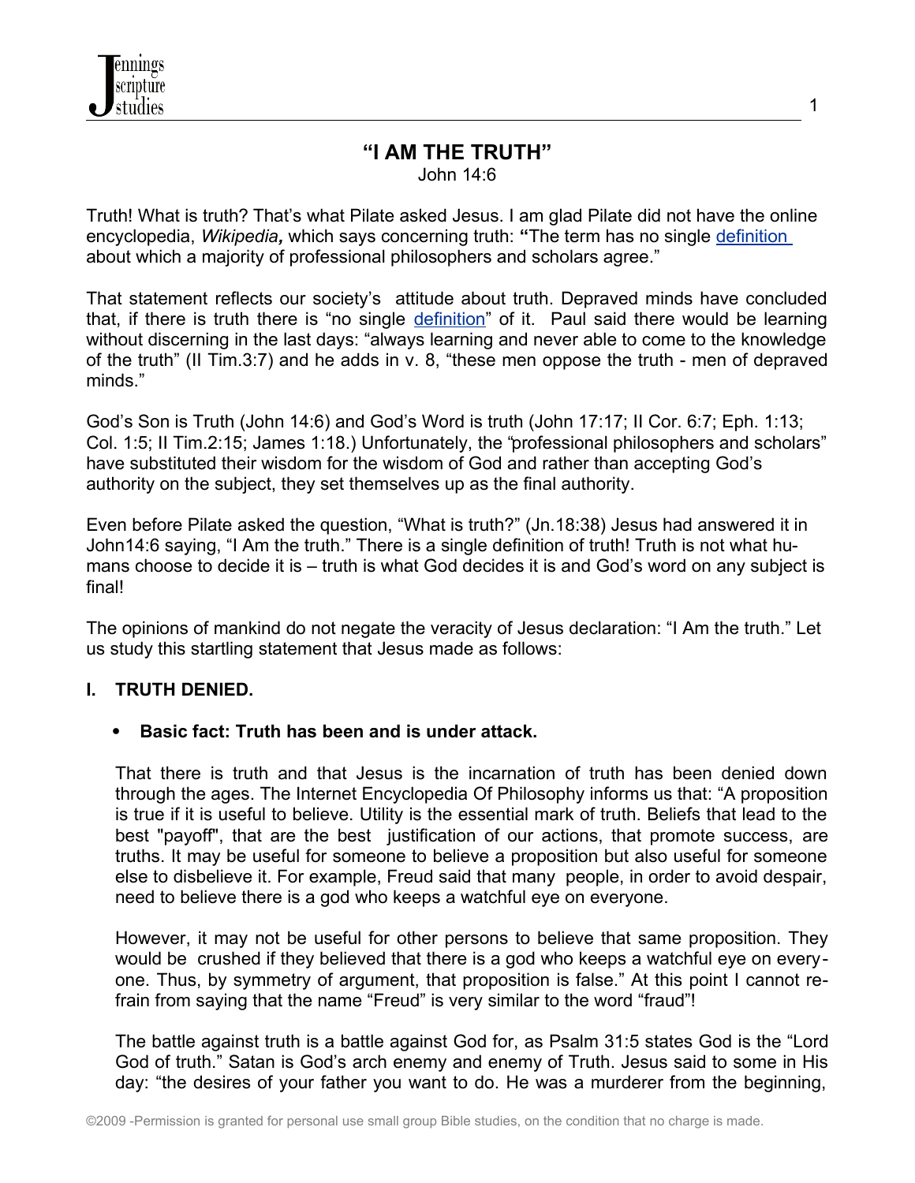# "I AM THE TRUTH"

John 14:6

Truth! What is truth? That's what Pilate asked Jesus. I am glad Pilate did not have the online encyclopedia, *Wikipedia***,** which says concerning truth: **"**The term has no single definition about which a majority of professional philosophers and scholars agree."

That statement reflects our society's attitude about truth. Depraved minds have concluded that, if there is truth there is "no single definition" of it. Paul said there would be learning without discerning in the last days: "always learning and never able to come to the knowledge of the truth" (II Tim.3:7) and he adds in v. 8, "these men oppose the truth - men of depraved minds."

God's Son is Truth (John 14:6) and God's Word is truth (John 17:17; II Cor. 6:7; Eph. 1:13; Col. 1:5; II Tim.2:15; James 1:18.) Unfortunately, the "professional philosophers and scholars" have substituted their wisdom for the wisdom of God and rather than accepting God's authority on the subject, they set themselves up as the final authority.

Even before Pilate asked the question, "What is truth?" (Jn.18:38) Jesus had answered it in John14:6 saying, "I Am the truth." There is a single definition of truth! Truth is not what humans choose to decide it is – truth is what God decides it is and God's word on any subject is final!

The opinions of mankind do not negate the veracity of Jesus declaration: "I Am the truth." Let us study this startling statement that Jesus made as follows:

## I. TRUTH DENIED.

- **Basic fact: Truth has been and is under attack.**

That there is truth and that Jesus is the incarnation of truth has been denied down through the ages. The Internet Encyclopedia Of Philosophy informs us that: "A proposition is true if it is useful to believe. Utility is the essential mark of truth. Beliefs that lead to the best "payoff", that are the best justification of our actions, that promote success, are truths. It may be useful for someone to believe a proposition but also useful for someone else to disbelieve it. For example, Freud said that many people, in order to avoid despair, need to believe there is a god who keeps a watchful eye on everyone.

However, it may not be useful for other persons to believe that same proposition. They would be crushed if they believed that there is a god who keeps a watchful eye on everyone. Thus, by symmetry of argument, that proposition is false." At this point I cannot refrain from saying that the name "Freud" is very similar to the word "fraud"!

The battle against truth is a battle against God for, as Psalm 31:5 states God is the "Lord God of truth." Satan is God's arch enemy and enemy of Truth. Jesus said to some in His day: "the desires of your father you want to do. He was a murderer from the beginning,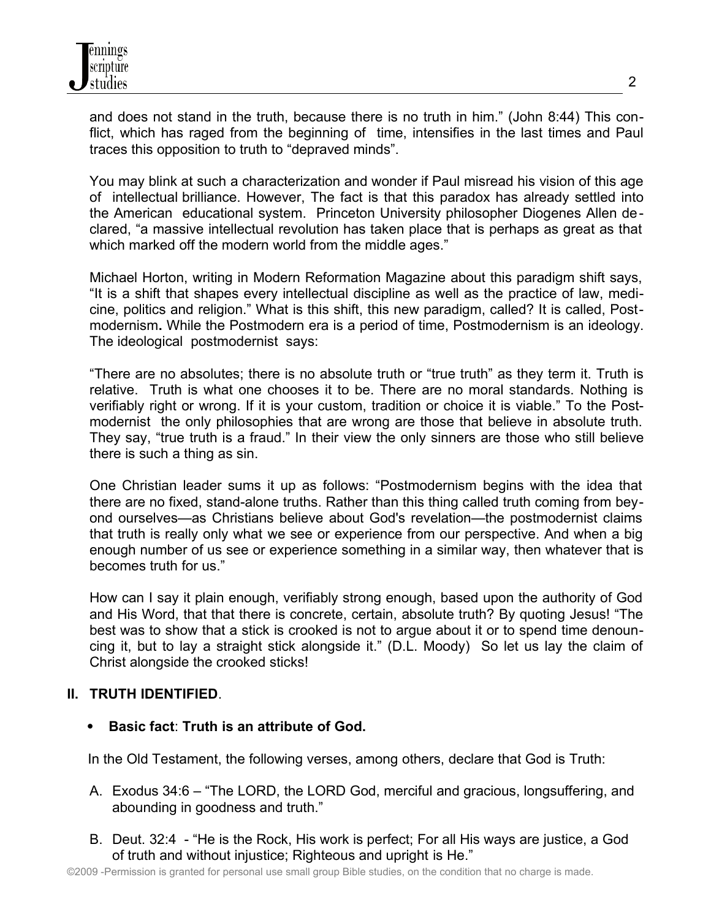and does not stand in the truth, because there is no truth in him." (John 8:44) This conflict, which has raged from the beginning of time, intensifies in the last times and Paul traces this opposition to truth to "depraved minds".

You may blink at such a characterization and wonder if Paul misread his vision of this age of intellectual brilliance. However, The fact is that this paradox has already settled into the American educational system. Princeton University philosopher Diogenes Allen declared, "a massive intellectual revolution has taken place that is perhaps as great as that which marked off the modern world from the middle ages."

Michael Horton, writing in Modern Reformation Magazine about this paradigm shift says, "It is a shift that shapes every intellectual discipline as well as the practice of law, medicine, politics and religion." What is this shift, this new paradigm, called? It is called, Postmodernism**.** While the Postmodern era is a period of time, Postmodernism is an ideology. The ideological postmodernist says:

"There are no absolutes; there is no absolute truth or "true truth" as they term it. Truth is relative. Truth is what one chooses it to be. There are no moral standards. Nothing is verifiably right or wrong. If it is your custom, tradition or choice it is viable." To the Postmodernist the only philosophies that are wrong are those that believe in absolute truth. They say, "true truth is a fraud." In their view the only sinners are those who still believe there is such a thing as sin.

One Christian leader sums it up as follows: "Postmodernism begins with the idea that there are no fixed, stand-alone truths. Rather than this thing called truth coming from beyond ourselves—as Christians believe about God's revelation—the postmodernist claims that truth is really only what we see or experience from our perspective. And when a big enough number of us see or experience something in a similar way, then whatever that is becomes truth for us."

How can I say it plain enough, verifiably strong enough, based upon the authority of God and His Word, that that there is concrete, certain, absolute truth? By quoting Jesus! "The best was to show that a stick is crooked is not to argue about it or to spend time denouncing it, but to lay a straight stick alongside it." (D.L. Moody) So let us lay the claim of Christ alongside the crooked sticks!

## II. TRUTH IDENTIFIED.

- **Basic fact**: **Truth is an attribute of God.**

In the Old Testament, the following verses, among others, declare that God is Truth:

A. Exodus 34:6 – "The LORD, the LORD God, merciful and gracious, longsuffering, and abounding in goodness and truth."

B. Deut. 32:4 - "He is the Rock, His work is perfect; For all His ways are justice, a God of truth and without injustice; Righteous and upright is He."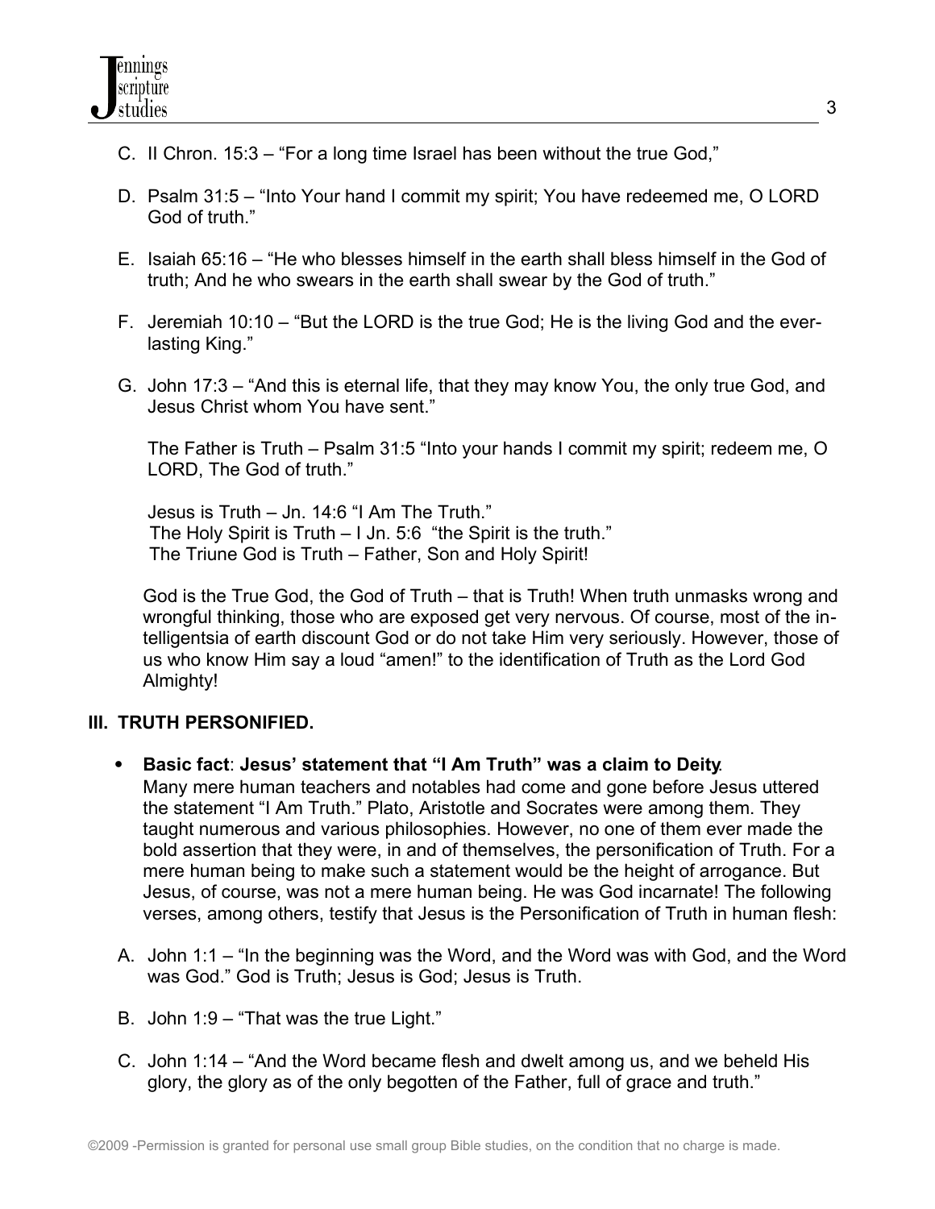C. II Chron. 15:3 – "For a long time Israel has been without the true God,"

D. Psalm 31:5 – "Into Your hand I commit my spirit; You have redeemed me, O LORD God of truth."

E. Isaiah 65:16 – "He who blesses himself in the earth shall bless himself in the God of truth; And he who swears in the earth shall swear by the God of truth."

F. Jeremiah 10:10 – "But the LORD is the true God; He is the living God and the everlasting King."

G. John 17:3 – "And this is eternal life, that they may know You, the only true God, and Jesus Christ whom You have sent."

The Father is Truth – Psalm 31:5 "Into your hands I commit my spirit; redeem me, O LORD, The God of truth."

Jesus is Truth – Jn. 14:6 "I Am The Truth."
The Holy Spirit is Truth – I Jn. 5:6 "the Spirit is the truth."
The Triune God is Truth – Father, Son and Holy Spirit!

God is the True God, the God of Truth – that is Truth! When truth unmasks wrong and wrongful thinking, those who are exposed get very nervous. Of course, most of the intelligentsia of earth discount God or do not take Him very seriously. However, those of us who know Him say a loud "amen!" to the identification of Truth as the Lord God Almighty!

## III. TRUTH PERSONIFIED.

- **Basic fact**: **Jesus' statement that "I Am Truth" was a claim to Deity**.
  Many mere human teachers and notables had come and gone before Jesus uttered the statement "I Am Truth." Plato, Aristotle and Socrates were among them. They taught numerous and various philosophies. However, no one of them ever made the bold assertion that they were, in and of themselves, the personification of Truth. For a mere human being to make such a statement would be the height of arrogance. But Jesus, of course, was not a mere human being. He was God incarnate! The following verses, among others, testify that Jesus is the Personification of Truth in human flesh:

A. John 1:1 – "In the beginning was the Word, and the Word was with God, and the Word was God." God is Truth; Jesus is God; Jesus is Truth.

B. John 1:9 – "That was the true Light."

C. John 1:14 – "And the Word became flesh and dwelt among us, and we beheld His glory, the glory as of the only begotten of the Father, full of grace and truth."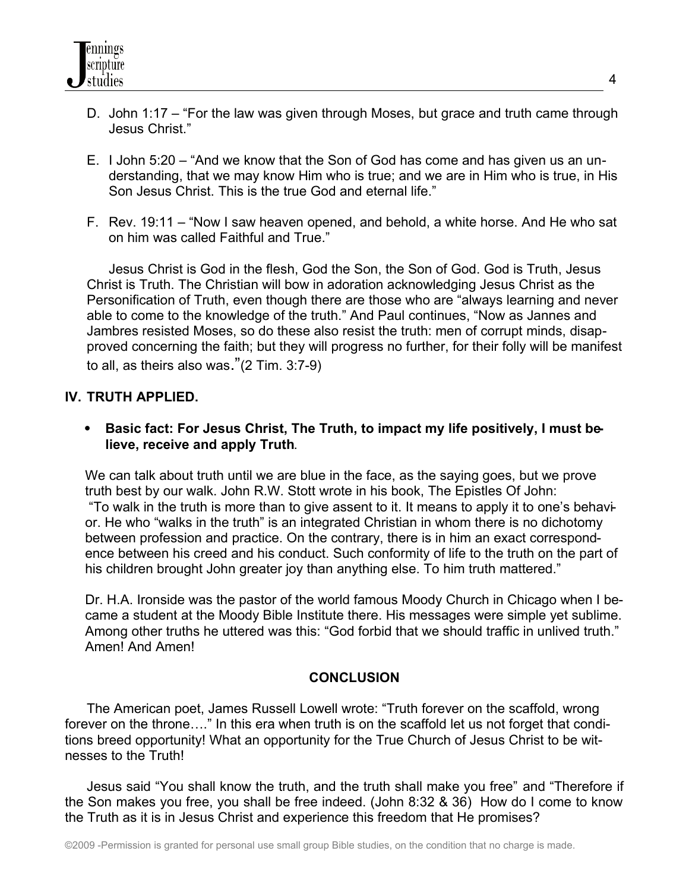D. John 1:17 – "For the law was given through Moses, but grace and truth came through Jesus Christ."

E. I John 5:20 – "And we know that the Son of God has come and has given us an understanding, that we may know Him who is true; and we are in Him who is true, in His Son Jesus Christ. This is the true God and eternal life."

F. Rev. 19:11 – "Now I saw heaven opened, and behold, a white horse. And He who sat on him was called Faithful and True."

Jesus Christ is God in the flesh, God the Son, the Son of God. God is Truth, Jesus Christ is Truth. The Christian will bow in adoration acknowledging Jesus Christ as the Personification of Truth, even though there are those who are "always learning and never able to come to the knowledge of the truth." And Paul continues, "Now as Jannes and Jambres resisted Moses, so do these also resist the truth: men of corrupt minds, disapproved concerning the faith; but they will progress no further, for their folly will be manifest to all, as theirs also was."(2 Tim. 3:7-9)

## IV. TRUTH APPLIED.

- **Basic fact: For Jesus Christ, The Truth, to impact my life positively, I must believe, receive and apply Truth**.

We can talk about truth until we are blue in the face, as the saying goes, but we prove truth best by our walk. John R.W. Stott wrote in his book, The Epistles Of John: "To walk in the truth is more than to give assent to it. It means to apply it to one's behavior. He who "walks in the truth" is an integrated Christian in whom there is no dichotomy between profession and practice. On the contrary, there is in him an exact correspondence between his creed and his conduct. Such conformity of life to the truth on the part of his children brought John greater joy than anything else. To him truth mattered."

Dr. H.A. Ironside was the pastor of the world famous Moody Church in Chicago when I became a student at the Moody Bible Institute there. His messages were simple yet sublime. Among other truths he uttered was this: "God forbid that we should traffic in unlived truth." Amen! And Amen!

## CONCLUSION

The American poet, James Russell Lowell wrote: "Truth forever on the scaffold, wrong forever on the throne…." In this era when truth is on the scaffold let us not forget that conditions breed opportunity! What an opportunity for the True Church of Jesus Christ to be witnesses to the Truth!

Jesus said "You shall know the truth, and the truth shall make you free" and "Therefore if the Son makes you free, you shall be free indeed. (John 8:32 & 36) How do I come to know the Truth as it is in Jesus Christ and experience this freedom that He promises?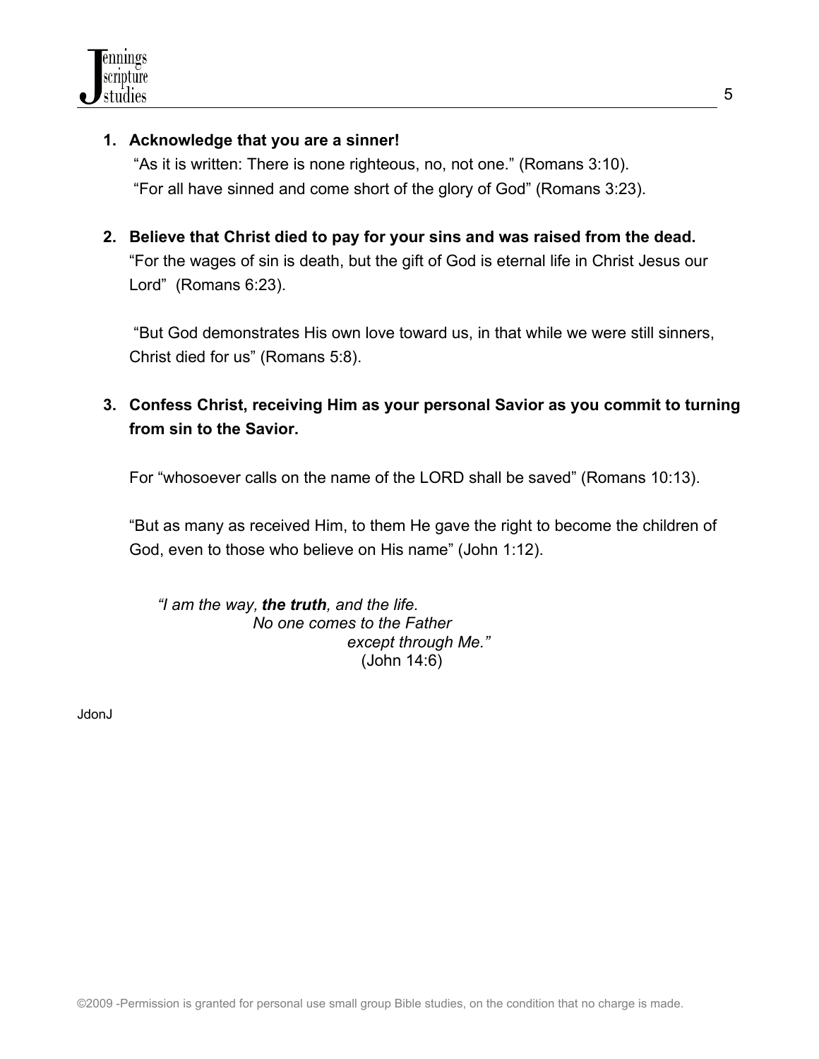1. **Acknowledge that you are a sinner!**

   "As it is written: There is none righteous, no, not one." (Romans 3:10).
   "For all have sinned and come short of the glory of God" (Romans 3:23).

2. **Believe that Christ died to pay for your sins and was raised from the dead.**

   "For the wages of sin is death, but the gift of God is eternal life in Christ Jesus our Lord" (Romans 6:23).

   "But God demonstrates His own love toward us, in that while we were still sinners, Christ died for us" (Romans 5:8).

3. **Confess Christ, receiving Him as your personal Savior as you commit to turning from sin to the Savior.**

   For "whosoever calls on the name of the LORD shall be saved" (Romans 10:13).

   "But as many as received Him, to them He gave the right to become the children of God, even to those who believe on His name" (John 1:12).

*"I am the way, **the truth**, and the life.*
*No one comes to the Father*
*except through Me."*
(John 14:6)

JdonJ

©2009 -Permission is granted for personal use small group Bible studies, on the condition that no charge is made.